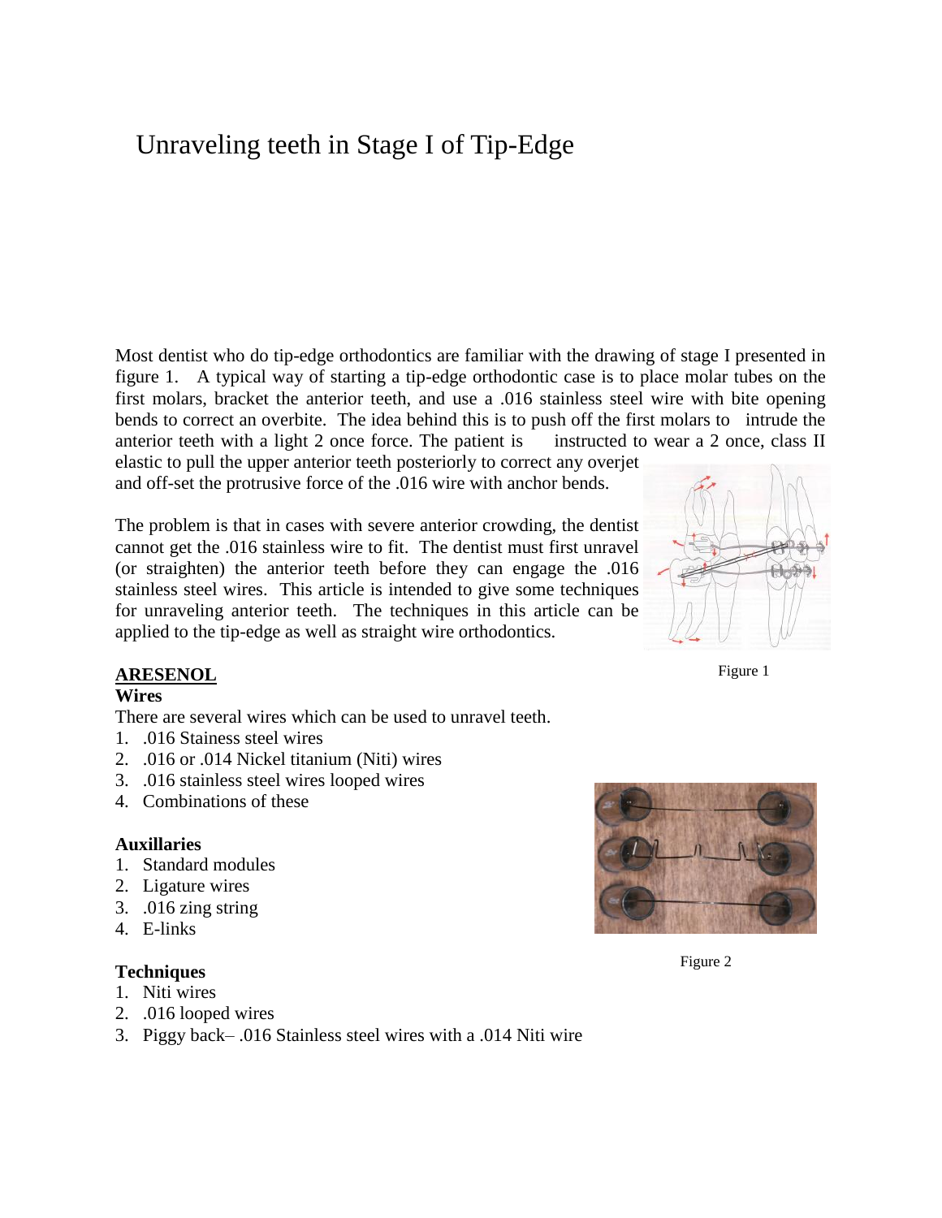# Unraveling teeth in Stage I of Tip-Edge

Most dentist who do tip-edge orthodontics are familiar with the drawing of stage I presented in figure 1. A typical way of starting a tip-edge orthodontic case is to place molar tubes on the first molars, bracket the anterior teeth, and use a .016 stainless steel wire with bite opening bends to correct an overbite. The idea behind this is to push off the first molars to intrude the anterior teeth with a light 2 once force. The patient is instructed to wear a 2 once, class II elastic to pull the upper anterior teeth posteriorly to correct any overjet and off-set the protrusive force of the .016 wire with anchor bends.

The problem is that in cases with severe anterior crowding, the dentist cannot get the .016 stainless wire to fit. The dentist must first unravel (or straighten) the anterior teeth before they can engage the .016 stainless steel wires. This article is intended to give some techniques for unraveling anterior teeth. The techniques in this article can be applied to the tip-edge as well as straight wire orthodontics.

Figure 1

## ARESENOL

### Wires

There are several wires which can be used to unravel teeth.

1. .016 Stainess steel wires
2. .016 or .014 Nickel titanium (Niti) wires
3. .016 stainless steel wires looped wires
4. Combinations of these

### Auxillaries

1. Standard modules
2. Ligature wires
3. .016 zing string
4. E-links

Figure 2

### Techniques

1. Niti wires
2. .016 looped wires
3. Piggy back– .016 Stainless steel wires with a .014 Niti wire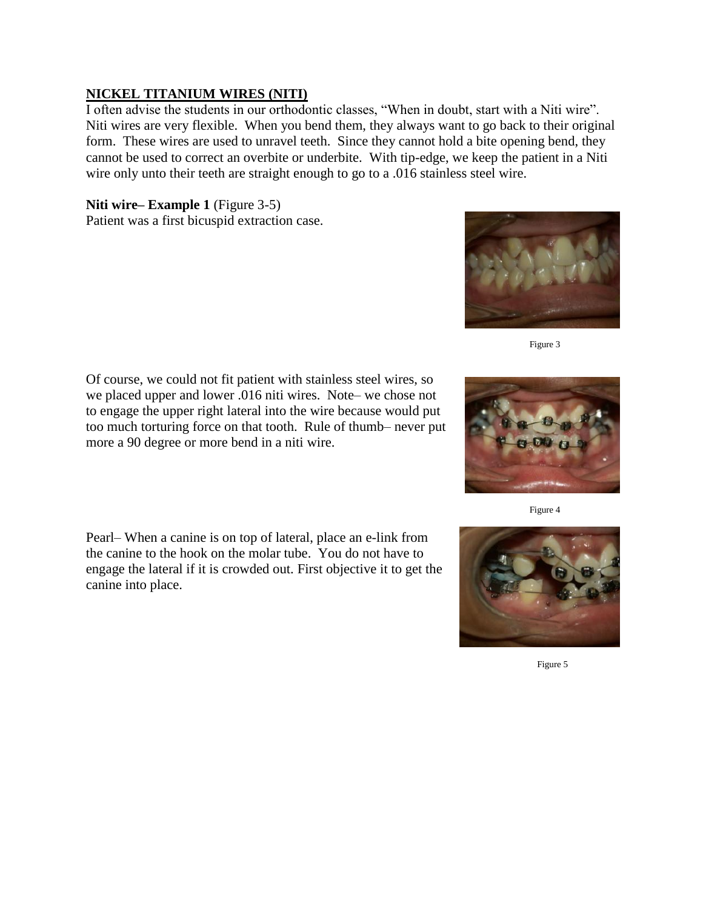## NICKEL TITANIUM WIRES (NITI)

I often advise the students in our orthodontic classes, "When in doubt, start with a Niti wire". Niti wires are very flexible. When you bend them, they always want to go back to their original form. These wires are used to unravel teeth. Since they cannot hold a bite opening bend, they cannot be used to correct an overbite or underbite. With tip-edge, we keep the patient in a Niti wire only unto their teeth are straight enough to go to a .016 stainless steel wire.

**Niti wire– Example 1** (Figure 3-5)

Patient was a first bicuspid extraction case.

Figure 3

Of course, we could not fit patient with stainless steel wires, so we placed upper and lower .016 niti wires. Note– we chose not to engage the upper right lateral into the wire because would put too much torturing force on that tooth. Rule of thumb– never put more a 90 degree or more bend in a niti wire.

Figure 4

Pearl– When a canine is on top of lateral, place an e-link from the canine to the hook on the molar tube. You do not have to engage the lateral if it is crowded out. First objective it to get the canine into place.

Figure 5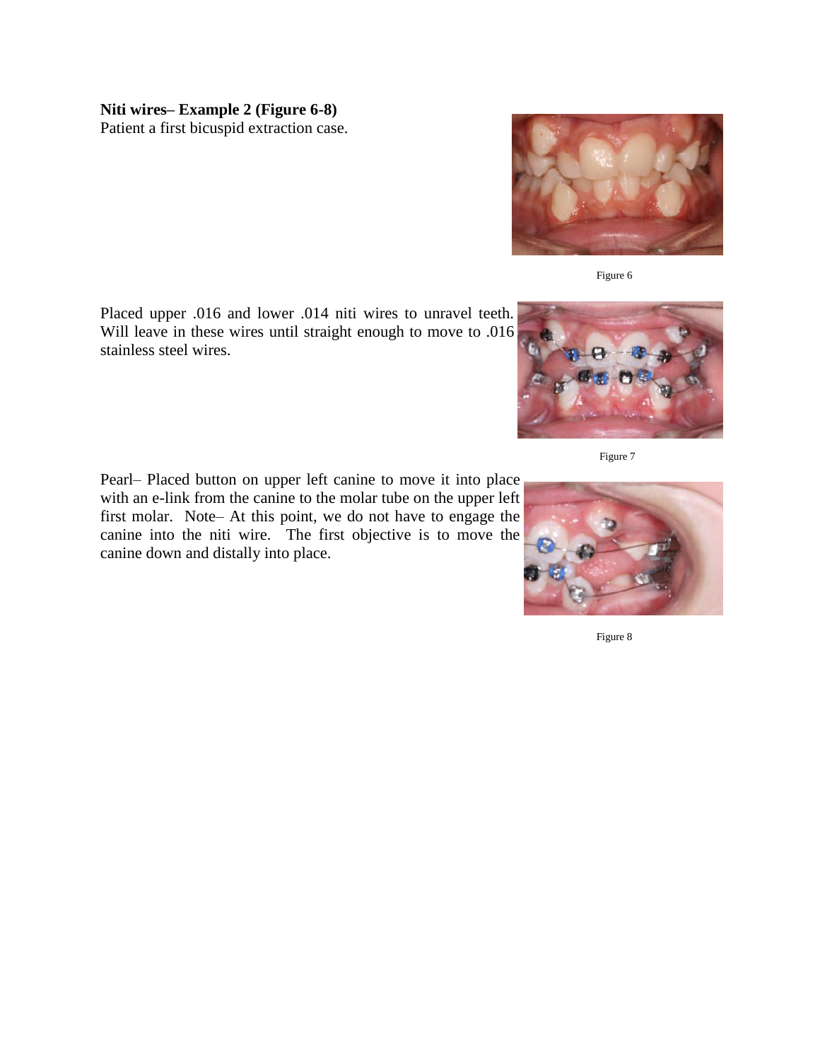**Niti wires– Example 2 (Figure 6-8)**

Patient a first bicuspid extraction case.

Figure 6

Placed upper .016 and lower .014 niti wires to unravel teeth. Will leave in these wires until straight enough to move to .016 stainless steel wires.

Figure 7

Pearl– Placed button on upper left canine to move it into place with an e-link from the canine to the molar tube on the upper left first molar. Note– At this point, we do not have to engage the canine into the niti wire. The first objective is to move the canine down and distally into place.

Figure 8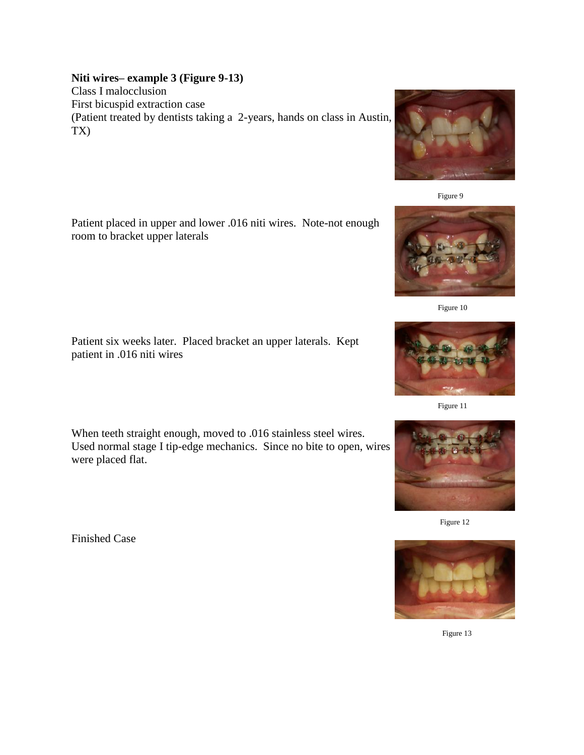**Niti wires– example 3 (Figure 9-13)**
Class I malocclusion
First bicuspid extraction case
(Patient treated by dentists taking a 2-years, hands on class in Austin, TX)

Figure 9

Patient placed in upper and lower .016 niti wires. Note-not enough room to bracket upper laterals

Figure 10

Patient six weeks later. Placed bracket an upper laterals. Kept patient in .016 niti wires

Figure 11

When teeth straight enough, moved to .016 stainless steel wires. Used normal stage I tip-edge mechanics. Since no bite to open, wires were placed flat.

Figure 12

Finished Case

Figure 13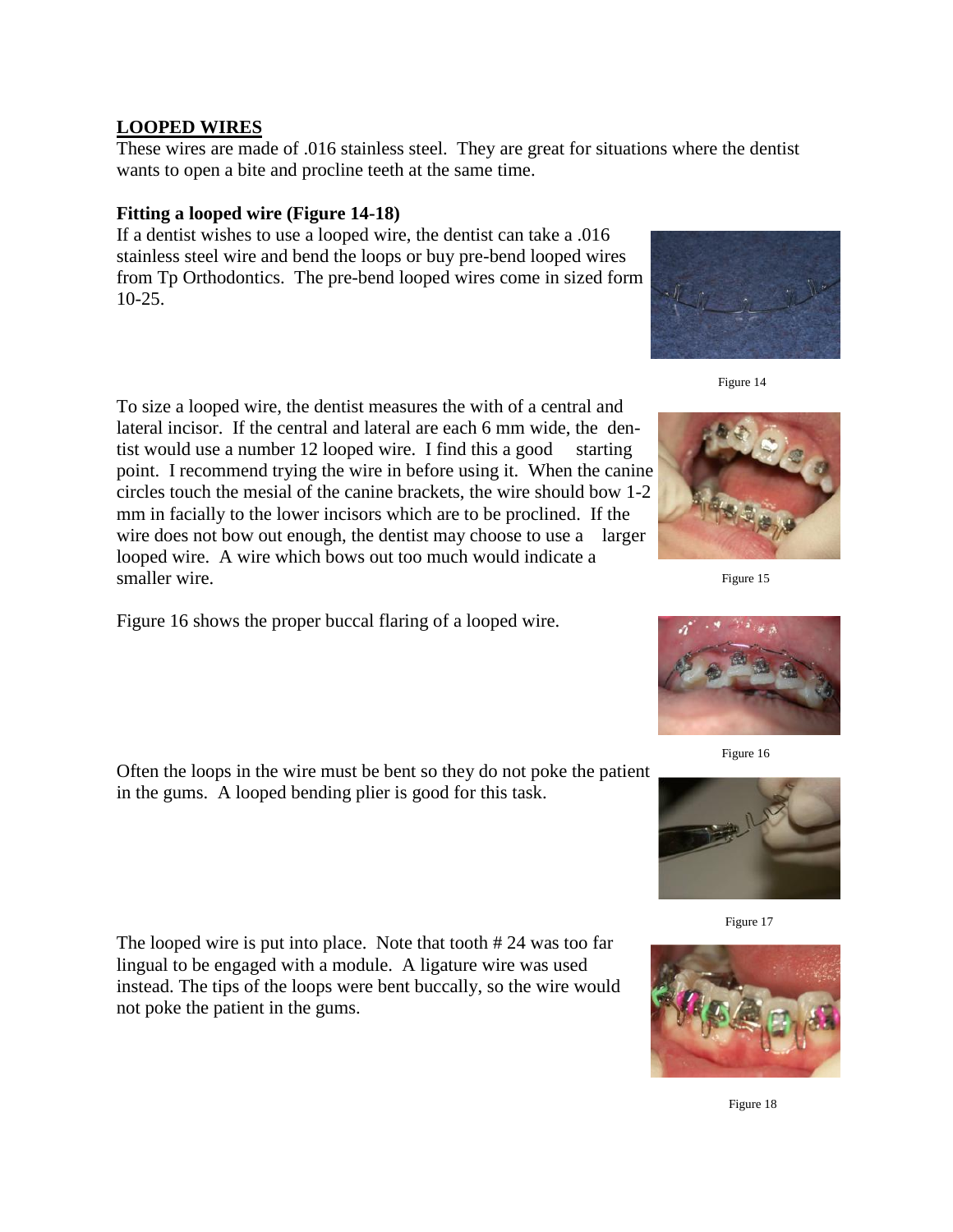## LOOPED WIRES

These wires are made of .016 stainless steel. They are great for situations where the dentist wants to open a bite and procline teeth at the same time.

### Fitting a looped wire (Figure 14-18)

If a dentist wishes to use a looped wire, the dentist can take a .016 stainless steel wire and bend the loops or buy pre-bend looped wires from Tp Orthodontics. The pre-bend looped wires come in sized form 10-25.

Figure 14

To size a looped wire, the dentist measures the with of a central and lateral incisor. If the central and lateral are each 6 mm wide, the dentist would use a number 12 looped wire. I find this a good starting point. I recommend trying the wire in before using it. When the canine circles touch the mesial of the canine brackets, the wire should bow 1-2 mm in facially to the lower incisors which are to be proclined. If the wire does not bow out enough, the dentist may choose to use a larger looped wire. A wire which bows out too much would indicate a smaller wire.

Figure 15

Figure 16 shows the proper buccal flaring of a looped wire.

Figure 16

Often the loops in the wire must be bent so they do not poke the patient in the gums. A looped bending plier is good for this task.

Figure 17

The looped wire is put into place. Note that tooth # 24 was too far lingual to be engaged with a module. A ligature wire was used instead. The tips of the loops were bent buccally, so the wire would not poke the patient in the gums.

Figure 18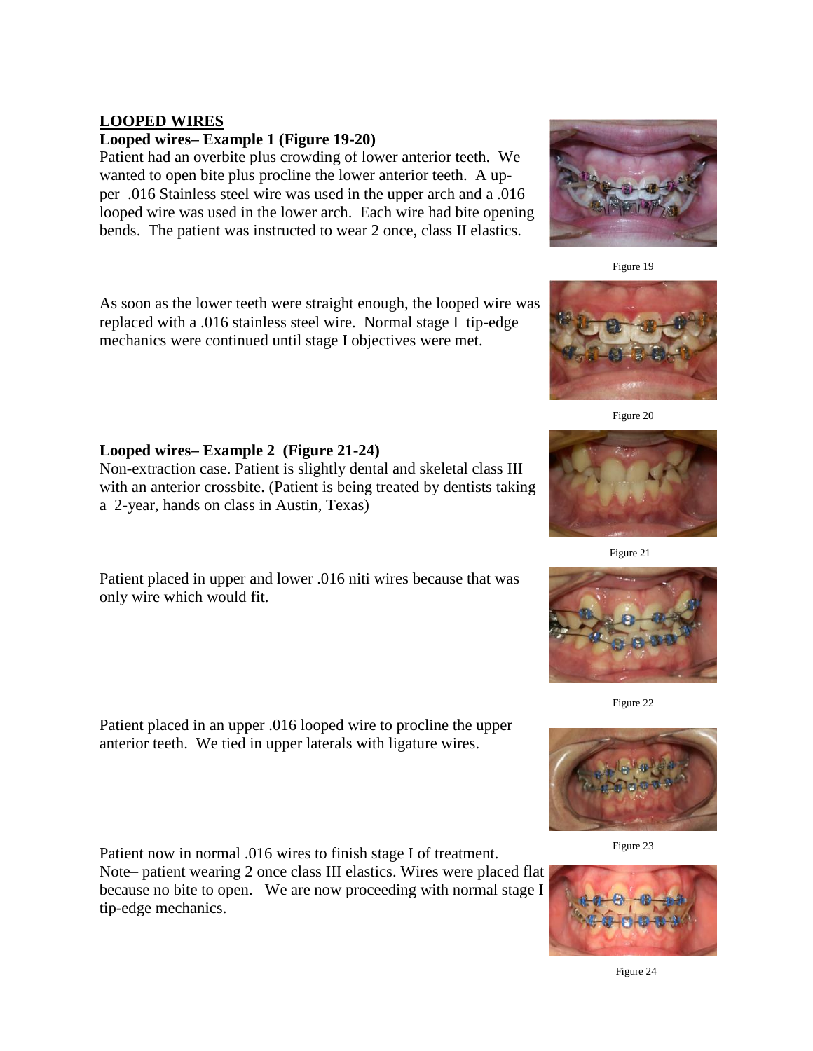## LOOPED WIRES

### Looped wires– Example 1 (Figure 19-20)

Patient had an overbite plus crowding of lower anterior teeth. We wanted to open bite plus procline the lower anterior teeth. A upper .016 Stainless steel wire was used in the upper arch and a .016 looped wire was used in the lower arch. Each wire had bite opening bends. The patient was instructed to wear 2 once, class II elastics.

Figure 19

As soon as the lower teeth were straight enough, the looped wire was replaced with a .016 stainless steel wire. Normal stage I tip-edge mechanics were continued until stage I objectives were met.

Figure 20

### Looped wires– Example 2 (Figure 21-24)

Non-extraction case. Patient is slightly dental and skeletal class III with an anterior crossbite. (Patient is being treated by dentists taking a 2-year, hands on class in Austin, Texas)

Figure 21

Patient placed in upper and lower .016 niti wires because that was only wire which would fit.

Figure 22

Patient placed in an upper .016 looped wire to procline the upper anterior teeth. We tied in upper laterals with ligature wires.

Figure 23

Patient now in normal .016 wires to finish stage I of treatment. Note– patient wearing 2 once class III elastics. Wires were placed flat because no bite to open. We are now proceeding with normal stage I tip-edge mechanics.

Figure 24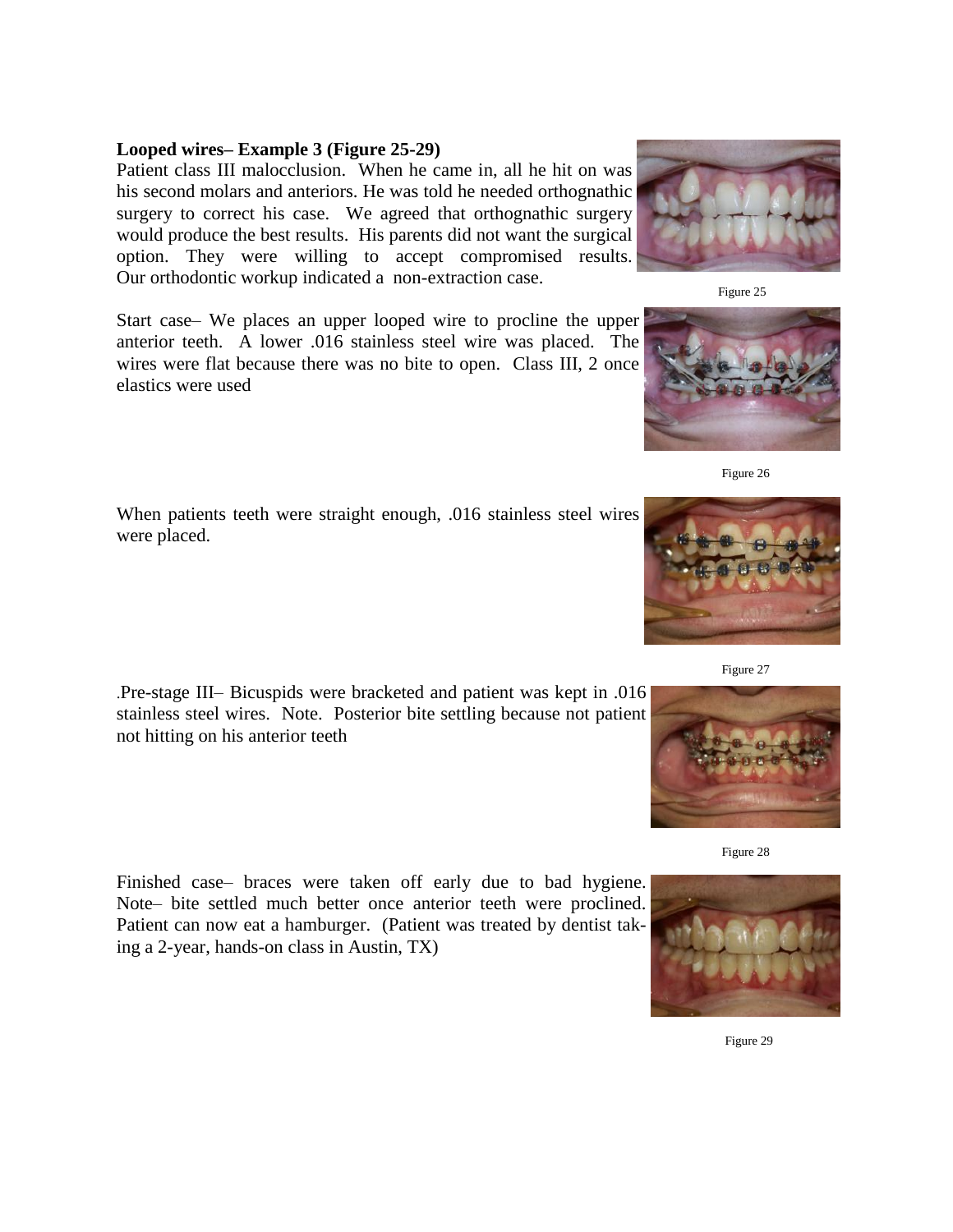**Looped wires– Example 3 (Figure 25-29)**

Patient class III malocclusion. When he came in, all he hit on was his second molars and anteriors. He was told he needed orthognathic surgery to correct his case. We agreed that orthognathic surgery would produce the best results. His parents did not want the surgical option. They were willing to accept compromised results. Our orthodontic workup indicated a non-extraction case.

Figure 25

Start case– We places an upper looped wire to procline the upper anterior teeth. A lower .016 stainless steel wire was placed. The wires were flat because there was no bite to open. Class III, 2 once elastics were used

Figure 26

When patients teeth were straight enough, .016 stainless steel wires were placed.

Figure 27

.Pre-stage III– Bicuspids were bracketed and patient was kept in .016 stainless steel wires. Note. Posterior bite settling because not patient not hitting on his anterior teeth

Figure 28

Finished case– braces were taken off early due to bad hygiene. Note– bite settled much better once anterior teeth were proclined. Patient can now eat a hamburger. (Patient was treated by dentist taking a 2-year, hands-on class in Austin, TX)

Figure 29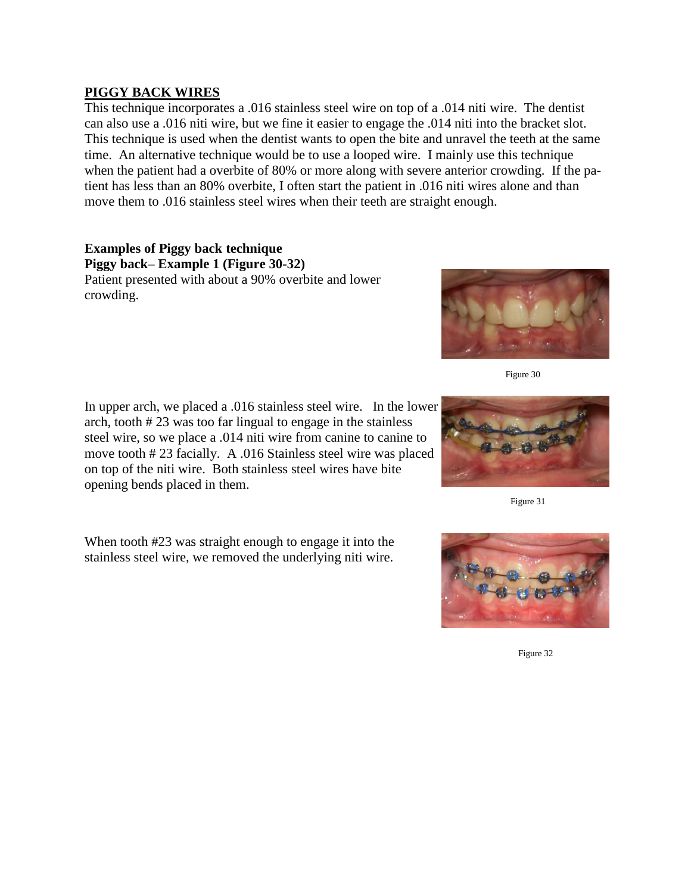## PIGGY BACK WIRES

This technique incorporates a .016 stainless steel wire on top of a .014 niti wire. The dentist can also use a .016 niti wire, but we fine it easier to engage the .014 niti into the bracket slot. This technique is used when the dentist wants to open the bite and unravel the teeth at the same time. An alternative technique would be to use a looped wire. I mainly use this technique when the patient had a overbite of 80% or more along with severe anterior crowding. If the patient has less than an 80% overbite, I often start the patient in .016 niti wires alone and than move them to .016 stainless steel wires when their teeth are straight enough.

### Examples of Piggy back technique

**Piggy back– Example 1 (Figure 30-32)**

Patient presented with about a 90% overbite and lower crowding.

Figure 30

In upper arch, we placed a .016 stainless steel wire. In the lower arch, tooth # 23 was too far lingual to engage in the stainless steel wire, so we place a .014 niti wire from canine to canine to move tooth # 23 facially. A .016 Stainless steel wire was placed on top of the niti wire. Both stainless steel wires have bite opening bends placed in them.

Figure 31

When tooth #23 was straight enough to engage it into the stainless steel wire, we removed the underlying niti wire.

Figure 32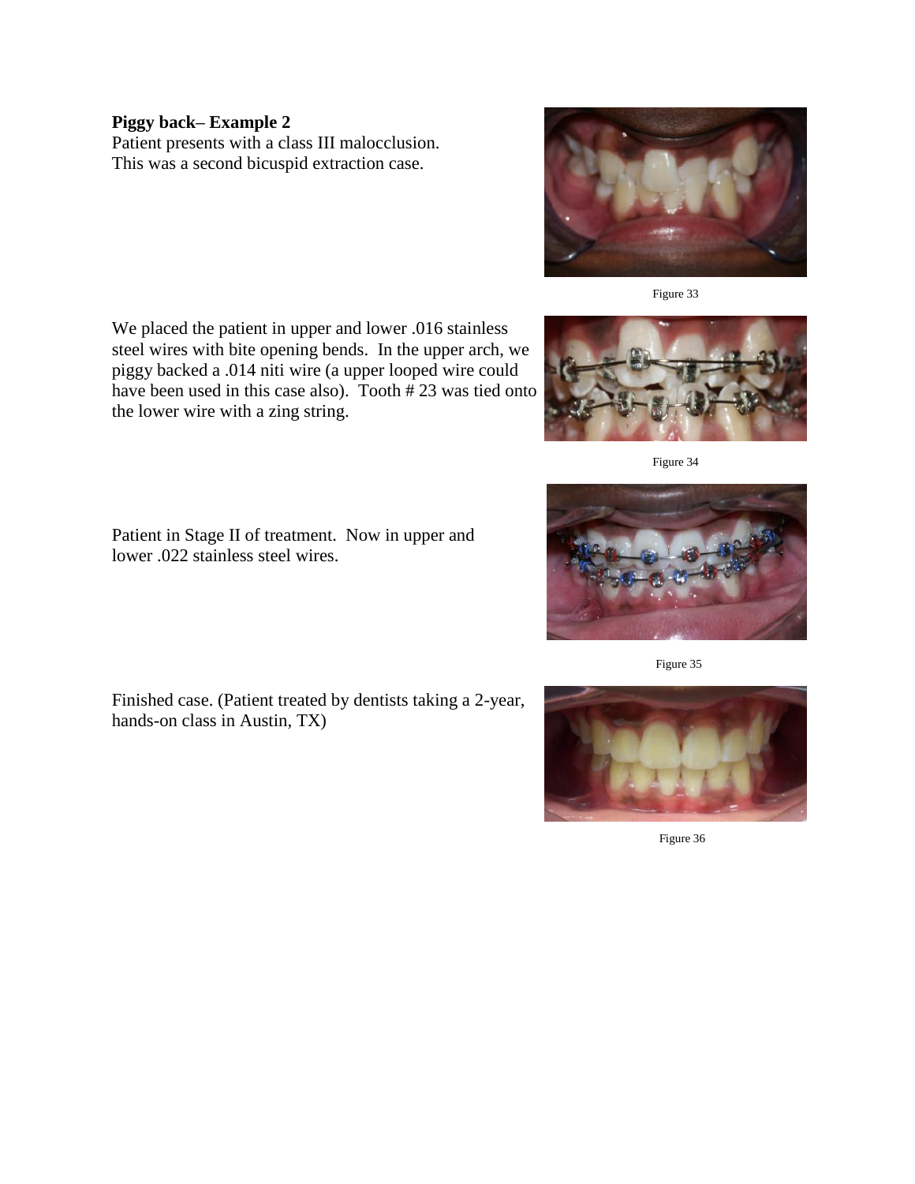**Piggy back– Example 2**

Patient presents with a class III malocclusion. This was a second bicuspid extraction case.

Figure 33

We placed the patient in upper and lower .016 stainless steel wires with bite opening bends. In the upper arch, we piggy backed a .014 niti wire (a upper looped wire could have been used in this case also). Tooth # 23 was tied onto the lower wire with a zing string.

Figure 34

Patient in Stage II of treatment. Now in upper and lower .022 stainless steel wires.

Figure 35

Finished case. (Patient treated by dentists taking a 2-year, hands-on class in Austin, TX)

Figure 36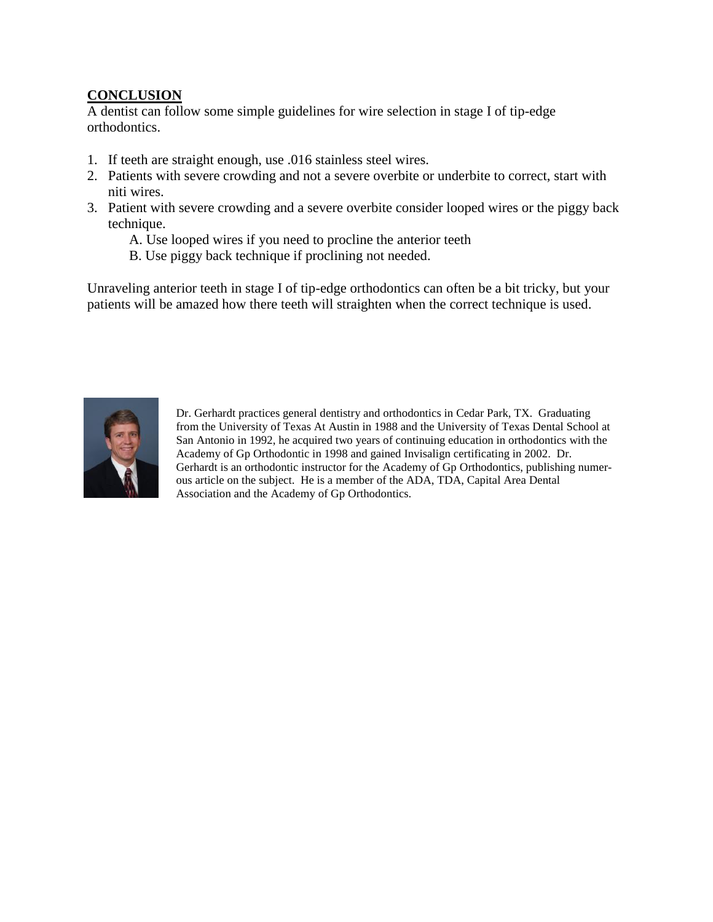**CONCLUSION**

A dentist can follow some simple guidelines for wire selection in stage I of tip-edge orthodontics.

1. If teeth are straight enough, use .016 stainless steel wires.
2. Patients with severe crowding and not a severe overbite or underbite to correct, start with niti wires.
3. Patient with severe crowding and a severe overbite consider looped wires or the piggy back technique.
   A. Use looped wires if you need to procline the anterior teeth
   B. Use piggy back technique if proclining not needed.

Unraveling anterior teeth in stage I of tip-edge orthodontics can often be a bit tricky, but your patients will be amazed how there teeth will straighten when the correct technique is used.

Dr. Gerhardt practices general dentistry and orthodontics in Cedar Park, TX. Graduating from the University of Texas At Austin in 1988 and the University of Texas Dental School at San Antonio in 1992, he acquired two years of continuing education in orthodontics with the Academy of Gp Orthodontic in 1998 and gained Invisalign certificating in 2002. Dr. Gerhardt is an orthodontic instructor for the Academy of Gp Orthodontics, publishing numerous article on the subject. He is a member of the ADA, TDA, Capital Area Dental Association and the Academy of Gp Orthodontics.